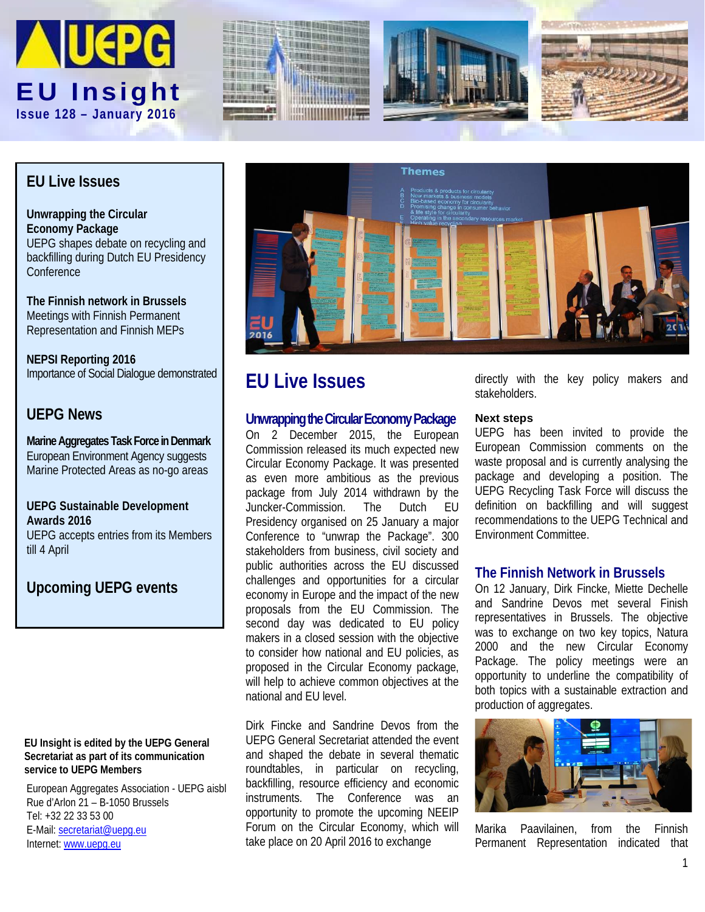# EU Insight

**Issue 128 – January 2016**

## EU Live Issues

**Unwrapping the Circular Economy Package**
UEPG shapes debate on recycling and backfilling during Dutch EU Presidency Conference

**The Finnish network in Brussels**
Meetings with Finnish Permanent Representation and Finnish MEPs

**NEPSI Reporting 2016**
Importance of Social Dialogue demonstrated

## UEPG News

**Marine Aggregates Task Force in Denmark**
European Environment Agency suggests Marine Protected Areas as no-go areas

**UEPG Sustainable Development Awards 2016**
UEPG accepts entries from its Members till 4 April

## Upcoming UEPG events

**EU Insight is edited by the UEPG General Secretariat as part of its communication service to UEPG Members**

European Aggregates Association - UEPG aisbl
Rue d'Arlon 21 – B-1050 Brussels
Tel: +32 22 33 53 00
E-Mail: secretariat@uepg.eu
Internet: www.uepg.eu

# EU Live Issues

### Unwrapping the Circular Economy Package

On 2 December 2015, the European Commission released its much expected new Circular Economy Package. It was presented as even more ambitious as the previous package from July 2014 withdrawn by the Juncker-Commission. The Dutch EU Presidency organised on 25 January a major Conference to "unwrap the Package". 300 stakeholders from business, civil society and public authorities across the EU discussed challenges and opportunities for a circular economy in Europe and the impact of the new proposals from the EU Commission. The second day was dedicated to EU policy makers in a closed session with the objective to consider how national and EU policies, as proposed in the Circular Economy package, will help to achieve common objectives at the national and EU level.

Dirk Fincke and Sandrine Devos from the UEPG General Secretariat attended the event and shaped the debate in several thematic roundtables, in particular on recycling, backfilling, resource efficiency and economic instruments. The Conference was an opportunity to promote the upcoming NEEIP Forum on the Circular Economy, which will take place on 20 April 2016 to exchange directly with the key policy makers and stakeholders.

**Next steps**

UEPG has been invited to provide the European Commission comments on the waste proposal and is currently analysing the package and developing a position. The UEPG Recycling Task Force will discuss the definition on backfilling and will suggest recommendations to the UEPG Technical and Environment Committee.

### The Finnish Network in Brussels

On 12 January, Dirk Fincke, Miette Dechelle and Sandrine Devos met several Finish representatives in Brussels. The objective was to exchange on two key topics, Natura 2000 and the new Circular Economy Package. The policy meetings were an opportunity to underline the compatibility of both topics with a sustainable extraction and production of aggregates.

Marika Paavilainen, from the Finnish Permanent Representation indicated that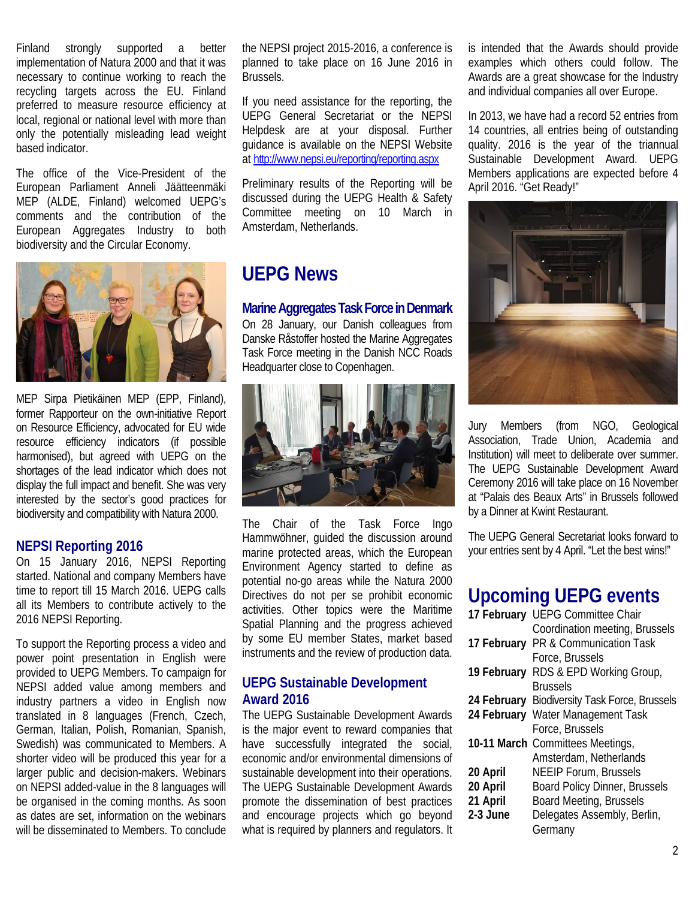Finland strongly supported a better implementation of Natura 2000 and that it was necessary to continue working to reach the recycling targets across the EU. Finland preferred to measure resource efficiency at local, regional or national level with more than only the potentially misleading lead weight based indicator.

The office of the Vice-President of the European Parliament Anneli Jäätteenmäki MEP (ALDE, Finland) welcomed UEPG's comments and the contribution of the European Aggregates Industry to both biodiversity and the Circular Economy.

MEP Sirpa Pietikäinen MEP (EPP, Finland), former Rapporteur on the own-initiative Report on Resource Efficiency, advocated for EU wide resource efficiency indicators (if possible harmonised), but agreed with UEPG on the shortages of the lead indicator which does not display the full impact and benefit. She was very interested by the sector's good practices for biodiversity and compatibility with Natura 2000.

### NEPSI Reporting 2016

On 15 January 2016, NEPSI Reporting started. National and company Members have time to report till 15 March 2016. UEPG calls all its Members to contribute actively to the 2016 NEPSI Reporting.

To support the Reporting process a video and power point presentation in English were provided to UEPG Members. To campaign for NEPSI added value among members and industry partners a video in English now translated in 8 languages (French, Czech, German, Italian, Polish, Romanian, Spanish, Swedish) was communicated to Members. A shorter video will be produced this year for a larger public and decision-makers. Webinars on NEPSI added-value in the 8 languages will be organised in the coming months. As soon as dates are set, information on the webinars will be disseminated to Members. To conclude the NEPSI project 2015-2016, a conference is planned to take place on 16 June 2016 in Brussels.

If you need assistance for the reporting, the UEPG General Secretariat or the NEPSI Helpdesk are at your disposal. Further guidance is available on the NEPSI Website at http://www.nepsi.eu/reporting/reporting.aspx

Preliminary results of the Reporting will be discussed during the UEPG Health & Safety Committee meeting on 10 March in Amsterdam, Netherlands.

## UEPG News

### Marine Aggregates Task Force in Denmark

On 28 January, our Danish colleagues from Danske Råstoffer hosted the Marine Aggregates Task Force meeting in the Danish NCC Roads Headquarter close to Copenhagen.

The Chair of the Task Force Ingo Hammwöhner, guided the discussion around marine protected areas, which the European Environment Agency started to define as potential no-go areas while the Natura 2000 Directives do not per se prohibit economic activities. Other topics were the Maritime Spatial Planning and the progress achieved by some EU member States, market based instruments and the review of production data.

### UEPG Sustainable Development Award 2016

The UEPG Sustainable Development Awards is the major event to reward companies that have successfully integrated the social, economic and/or environmental dimensions of sustainable development into their operations. The UEPG Sustainable Development Awards promote the dissemination of best practices and encourage projects which go beyond what is required by planners and regulators. It is intended that the Awards should provide examples which others could follow. The Awards are a great showcase for the Industry and individual companies all over Europe.

In 2013, we have had a record 52 entries from 14 countries, all entries being of outstanding quality. 2016 is the year of the triannual Sustainable Development Award. UEPG Members applications are expected before 4 April 2016. "Get Ready!"

Jury Members (from NGO, Geological Association, Trade Union, Academia and Institution) will meet to deliberate over summer. The UEPG Sustainable Development Award Ceremony 2016 will take place on 16 November at "Palais des Beaux Arts" in Brussels followed by a Dinner at Kwint Restaurant.

The UEPG General Secretariat looks forward to your entries sent by 4 April. "Let the best wins!"

## Upcoming UEPG events

| | |
|---|---|
| **17 February** | UEPG Committee Chair Coordination meeting, Brussels |
| **17 February** | PR & Communication Task Force, Brussels |
| **19 February** | RDS & EPD Working Group, Brussels |
| **24 February** | Biodiversity Task Force, Brussels |
| **24 February** | Water Management Task Force, Brussels |
| **10-11 March** | Committees Meetings, Amsterdam, Netherlands |
| **20 April** | NEEIP Forum, Brussels |
| **20 April** | Board Policy Dinner, Brussels |
| **21 April** | Board Meeting, Brussels |
| **2-3 June** | Delegates Assembly, Berlin, Germany |